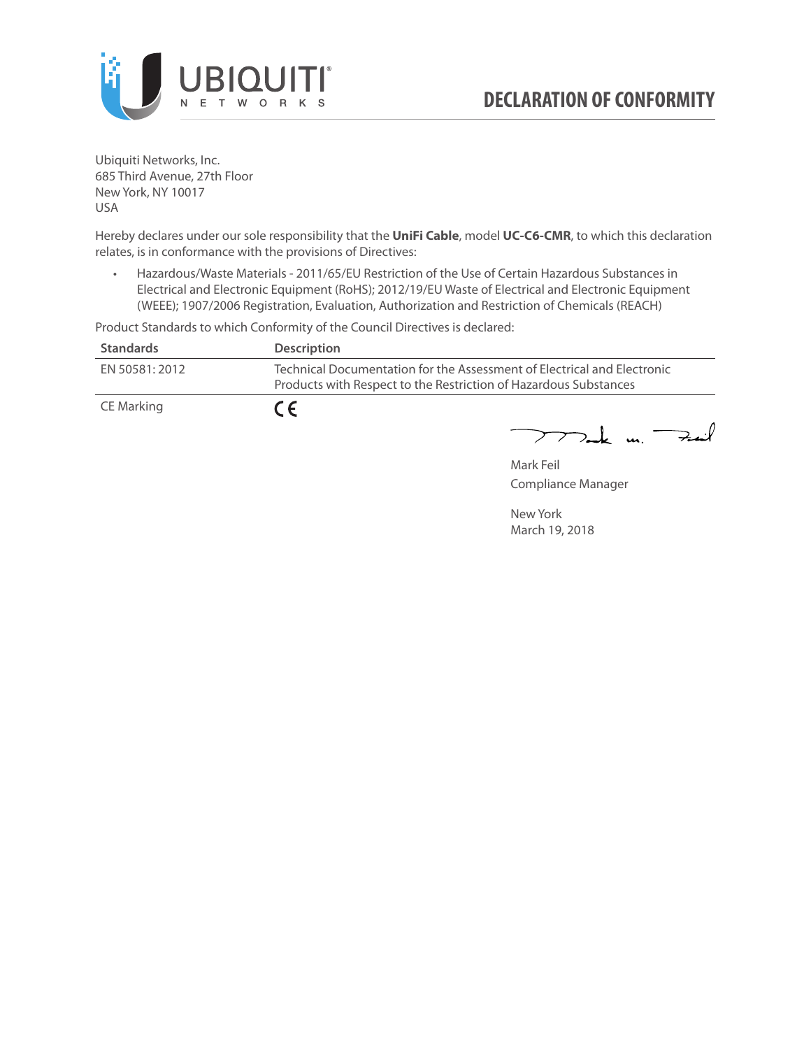# DECLARATION OF CONFORMITY

Ubiquiti Networks, Inc.
685 Third Avenue, 27th Floor
New York, NY 10017
USA

Hereby declares under our sole responsibility that the **UniFi Cable**, model **UC-C6-CMR**, to which this declaration relates, is in conformance with the provisions of Directives:

- Hazardous/Waste Materials - 2011/65/EU Restriction of the Use of Certain Hazardous Substances in Electrical and Electronic Equipment (RoHS); 2012/19/EU Waste of Electrical and Electronic Equipment (WEEE); 1907/2006 Registration, Evaluation, Authorization and Restriction of Chemicals (REACH)

Product Standards to which Conformity of the Council Directives is declared:

| Standards | Description |
|---|---|
| EN 50581: 2012 | Technical Documentation for the Assessment of Electrical and Electronic Products with Respect to the Restriction of Hazardous Substances |
| CE Marking | CE |

Mark Feil
Compliance Manager

New York
March 19, 2018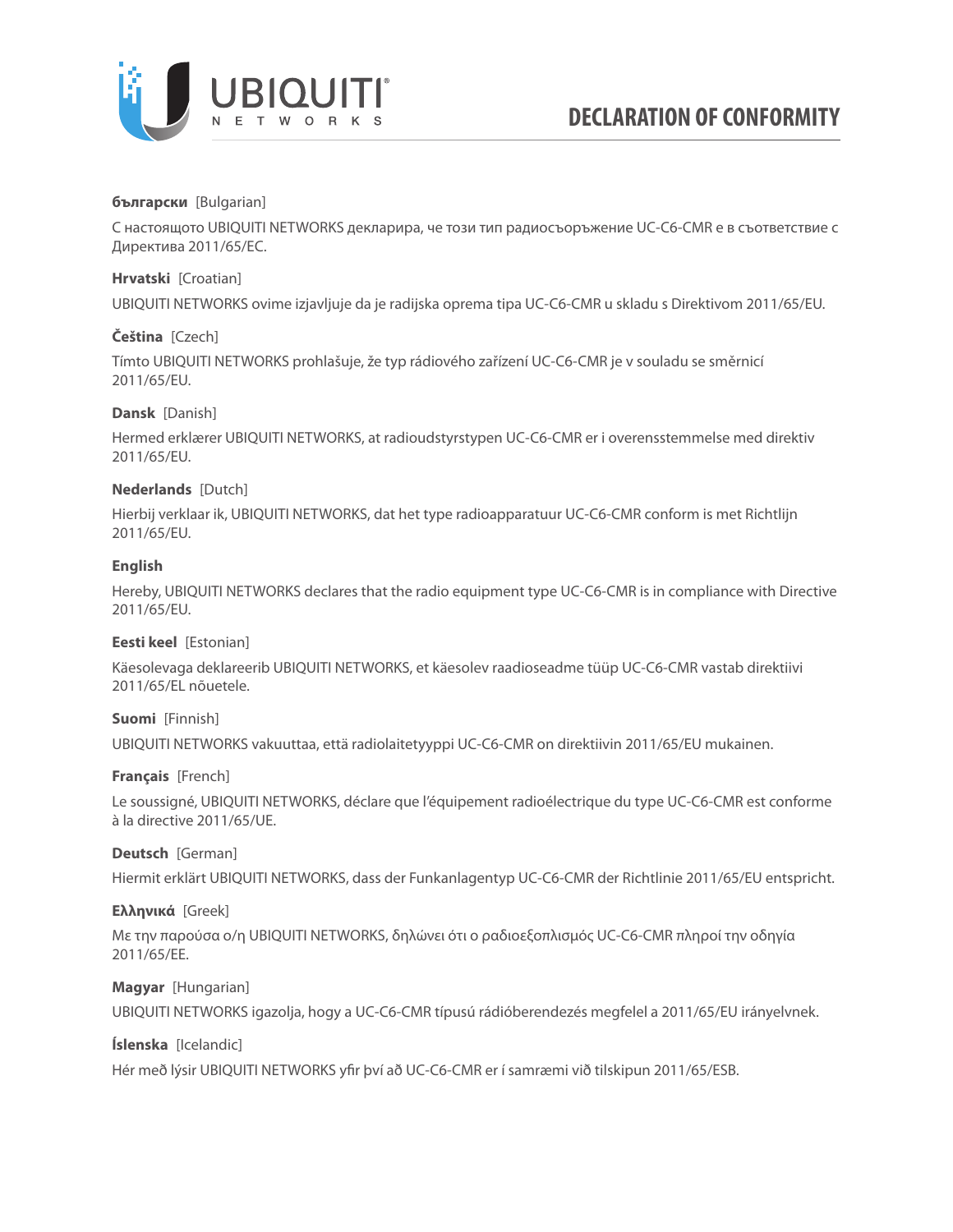# DECLARATION OF CONFORMITY

**български** [Bulgarian]

С настоящото UBIQUITI NETWORKS декларира, че този тип радиосъоръжение UC-C6-CMR е в съответствие с Директива 2011/65/ЕС.

**Hrvatski** [Croatian]

UBIQUITI NETWORKS ovime izjavljuje da je radijska oprema tipa UC-C6-CMR u skladu s Direktivom 2011/65/EU.

**Čeština** [Czech]

Tímto UBIQUITI NETWORKS prohlašuje, že typ rádiového zařízení UC-C6-CMR je v souladu se směrnicí 2011/65/EU.

**Dansk** [Danish]

Hermed erklærer UBIQUITI NETWORKS, at radioudstyrstypen UC-C6-CMR er i overensstemmelse med direktiv 2011/65/EU.

**Nederlands** [Dutch]

Hierbij verklaar ik, UBIQUITI NETWORKS, dat het type radioapparatuur UC-C6-CMR conform is met Richtlijn 2011/65/EU.

**English**

Hereby, UBIQUITI NETWORKS declares that the radio equipment type UC-C6-CMR is in compliance with Directive 2011/65/EU.

**Eesti keel** [Estonian]

Käesolevaga deklareerib UBIQUITI NETWORKS, et käesolev raadioseadme tüüp UC-C6-CMR vastab direktiivi 2011/65/EL nõuetele.

**Suomi** [Finnish]

UBIQUITI NETWORKS vakuuttaa, että radiolaitetyyppi UC-C6-CMR on direktiivin 2011/65/EU mukainen.

**Français** [French]

Le soussigné, UBIQUITI NETWORKS, déclare que l'équipement radioélectrique du type UC-C6-CMR est conforme à la directive 2011/65/UE.

**Deutsch** [German]

Hiermit erklärt UBIQUITI NETWORKS, dass der Funkanlagentyp UC-C6-CMR der Richtlinie 2011/65/EU entspricht.

**Ελληνικά** [Greek]

Με την παρούσα ο/η UBIQUITI NETWORKS, δηλώνει ότι ο ραδιοεξοπλισμός UC-C6-CMR πληροί την οδηγία 2011/65/ΕΕ.

**Magyar** [Hungarian]

UBIQUITI NETWORKS igazolja, hogy a UC-C6-CMR típusú rádióberendezés megfelel a 2011/65/EU irányelvnek.

**Íslenska** [Icelandic]

Hér með lýsir UBIQUITI NETWORKS yfir því að UC-C6-CMR er í samræmi við tilskipun 2011/65/ESB.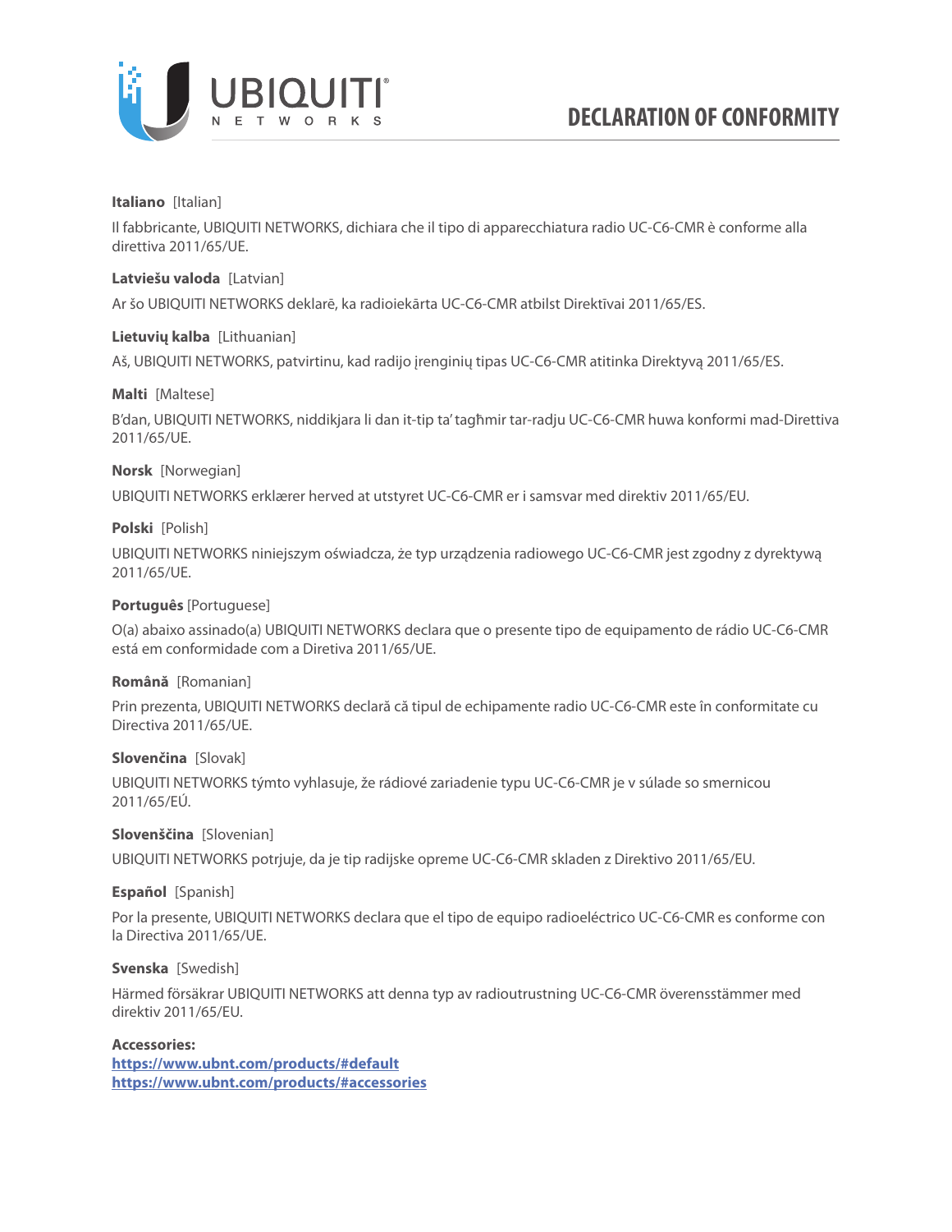**Italiano** [Italian]

Il fabbricante, UBIQUITI NETWORKS, dichiara che il tipo di apparecchiatura radio UC-C6-CMR è conforme alla direttiva 2011/65/UE.

**Latviešu valoda** [Latvian]

Ar šo UBIQUITI NETWORKS deklarē, ka radioiekārta UC-C6-CMR atbilst Direktīvai 2011/65/ES.

**Lietuvių kalba** [Lithuanian]

Aš, UBIQUITI NETWORKS, patvirtinu, kad radijo įrenginių tipas UC-C6-CMR atitinka Direktyvą 2011/65/ES.

**Malti** [Maltese]

B'dan, UBIQUITI NETWORKS, niddikjara li dan it-tip ta' tagħmir tar-radju UC-C6-CMR huwa konformi mad-Direttiva 2011/65/UE.

**Norsk** [Norwegian]

UBIQUITI NETWORKS erklærer herved at utstyret UC-C6-CMR er i samsvar med direktiv 2011/65/EU.

**Polski** [Polish]

UBIQUITI NETWORKS niniejszym oświadcza, że typ urządzenia radiowego UC-C6-CMR jest zgodny z dyrektywą 2011/65/UE.

**Português** [Portuguese]

O(a) abaixo assinado(a) UBIQUITI NETWORKS declara que o presente tipo de equipamento de rádio UC-C6-CMR está em conformidade com a Diretiva 2011/65/UE.

**Română** [Romanian]

Prin prezenta, UBIQUITI NETWORKS declară că tipul de echipamente radio UC-C6-CMR este în conformitate cu Directiva 2011/65/UE.

**Slovenčina** [Slovak]

UBIQUITI NETWORKS týmto vyhlasuje, že rádiové zariadenie typu UC-C6-CMR je v súlade so smernicou 2011/65/EÚ.

**Slovenščina** [Slovenian]

UBIQUITI NETWORKS potrjuje, da je tip radijske opreme UC-C6-CMR skladen z Direktivo 2011/65/EU.

**Español** [Spanish]

Por la presente, UBIQUITI NETWORKS declara que el tipo de equipo radioeléctrico UC-C6-CMR es conforme con la Directiva 2011/65/UE.

**Svenska** [Swedish]

Härmed försäkrar UBIQUITI NETWORKS att denna typ av radioutrustning UC-C6-CMR överensstämmer med direktiv 2011/65/EU.

**Accessories:**
**https://www.ubnt.com/products/#default**
**https://www.ubnt.com/products/#accessories**